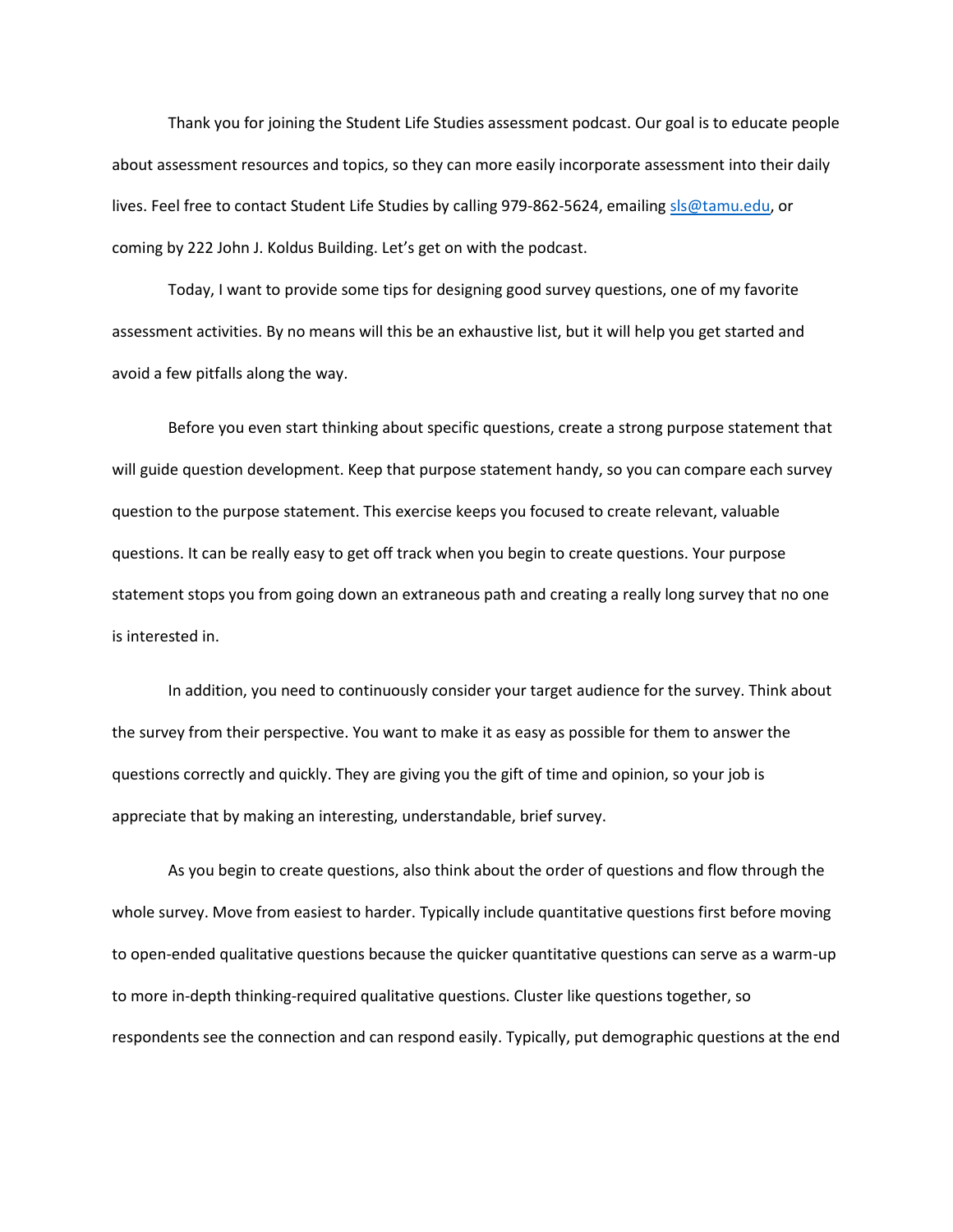Thank you for joining the Student Life Studies assessment podcast. Our goal is to educate people about assessment resources and topics, so they can more easily incorporate assessment into their daily lives. Feel free to contact Student Life Studies by calling 979-862-5624, emailing sls@tamu.edu, or coming by 222 John J. Koldus Building. Let's get on with the podcast.

Today, I want to provide some tips for designing good survey questions, one of my favorite assessment activities. By no means will this be an exhaustive list, but it will help you get started and avoid a few pitfalls along the way.

Before you even start thinking about specific questions, create a strong purpose statement that will guide question development. Keep that purpose statement handy, so you can compare each survey question to the purpose statement. This exercise keeps you focused to create relevant, valuable questions. It can be really easy to get off track when you begin to create questions. Your purpose statement stops you from going down an extraneous path and creating a really long survey that no one is interested in.

In addition, you need to continuously consider your target audience for the survey. Think about the survey from their perspective. You want to make it as easy as possible for them to answer the questions correctly and quickly. They are giving you the gift of time and opinion, so your job is appreciate that by making an interesting, understandable, brief survey.

As you begin to create questions, also think about the order of questions and flow through the whole survey. Move from easiest to harder. Typically include quantitative questions first before moving to open-ended qualitative questions because the quicker quantitative questions can serve as a warm-up to more in-depth thinking-required qualitative questions. Cluster like questions together, so respondents see the connection and can respond easily. Typically, put demographic questions at the end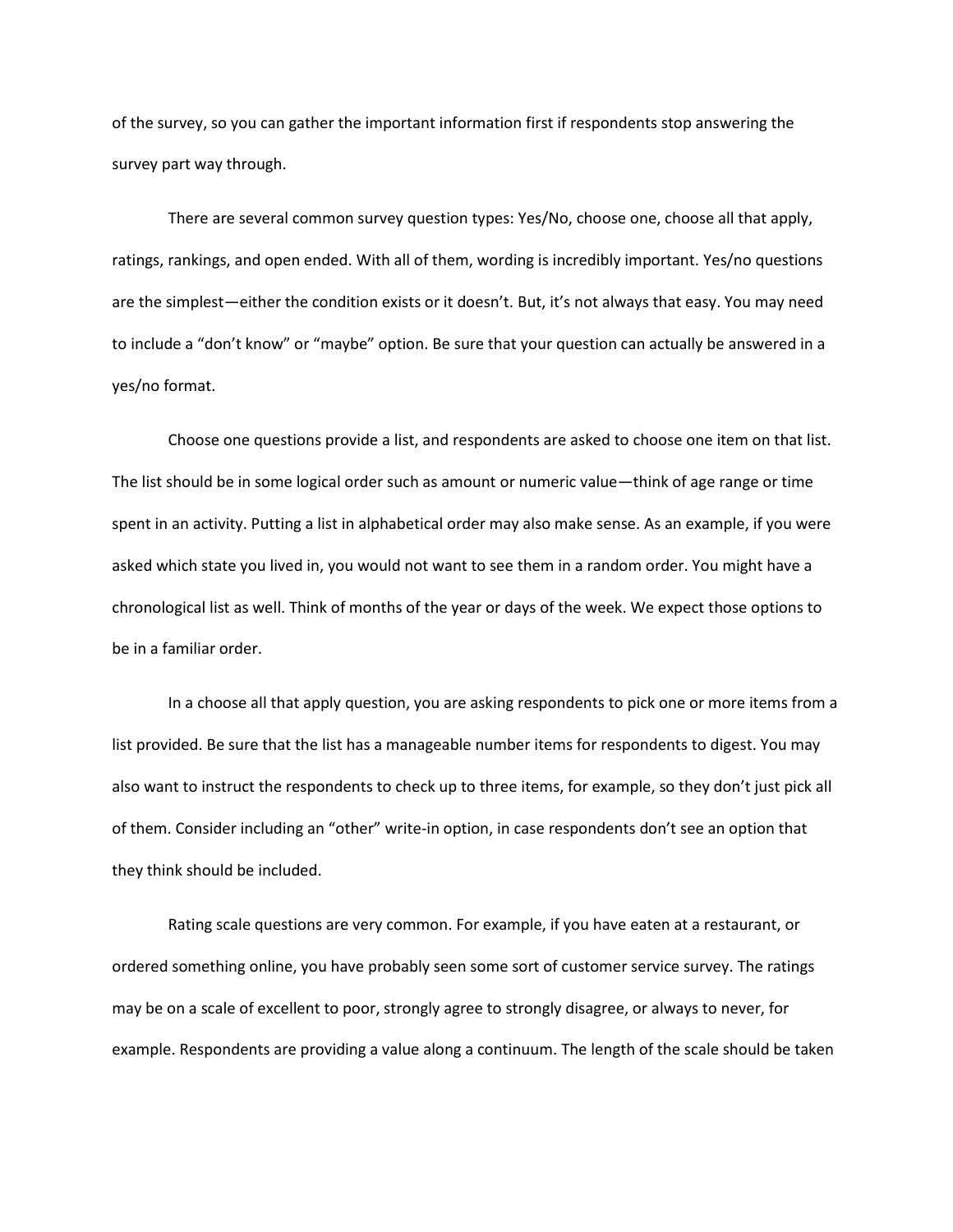of the survey, so you can gather the important information first if respondents stop answering the survey part way through.

There are several common survey question types: Yes/No, choose one, choose all that apply, ratings, rankings, and open ended. With all of them, wording is incredibly important. Yes/no questions are the simplest—either the condition exists or it doesn't. But, it's not always that easy. You may need to include a "don't know" or "maybe" option. Be sure that your question can actually be answered in a yes/no format.

Choose one questions provide a list, and respondents are asked to choose one item on that list. The list should be in some logical order such as amount or numeric value—think of age range or time spent in an activity. Putting a list in alphabetical order may also make sense. As an example, if you were asked which state you lived in, you would not want to see them in a random order. You might have a chronological list as well. Think of months of the year or days of the week. We expect those options to be in a familiar order.

In a choose all that apply question, you are asking respondents to pick one or more items from a list provided. Be sure that the list has a manageable number items for respondents to digest. You may also want to instruct the respondents to check up to three items, for example, so they don't just pick all of them. Consider including an "other" write-in option, in case respondents don't see an option that they think should be included.

Rating scale questions are very common. For example, if you have eaten at a restaurant, or ordered something online, you have probably seen some sort of customer service survey. The ratings may be on a scale of excellent to poor, strongly agree to strongly disagree, or always to never, for example. Respondents are providing a value along a continuum. The length of the scale should be taken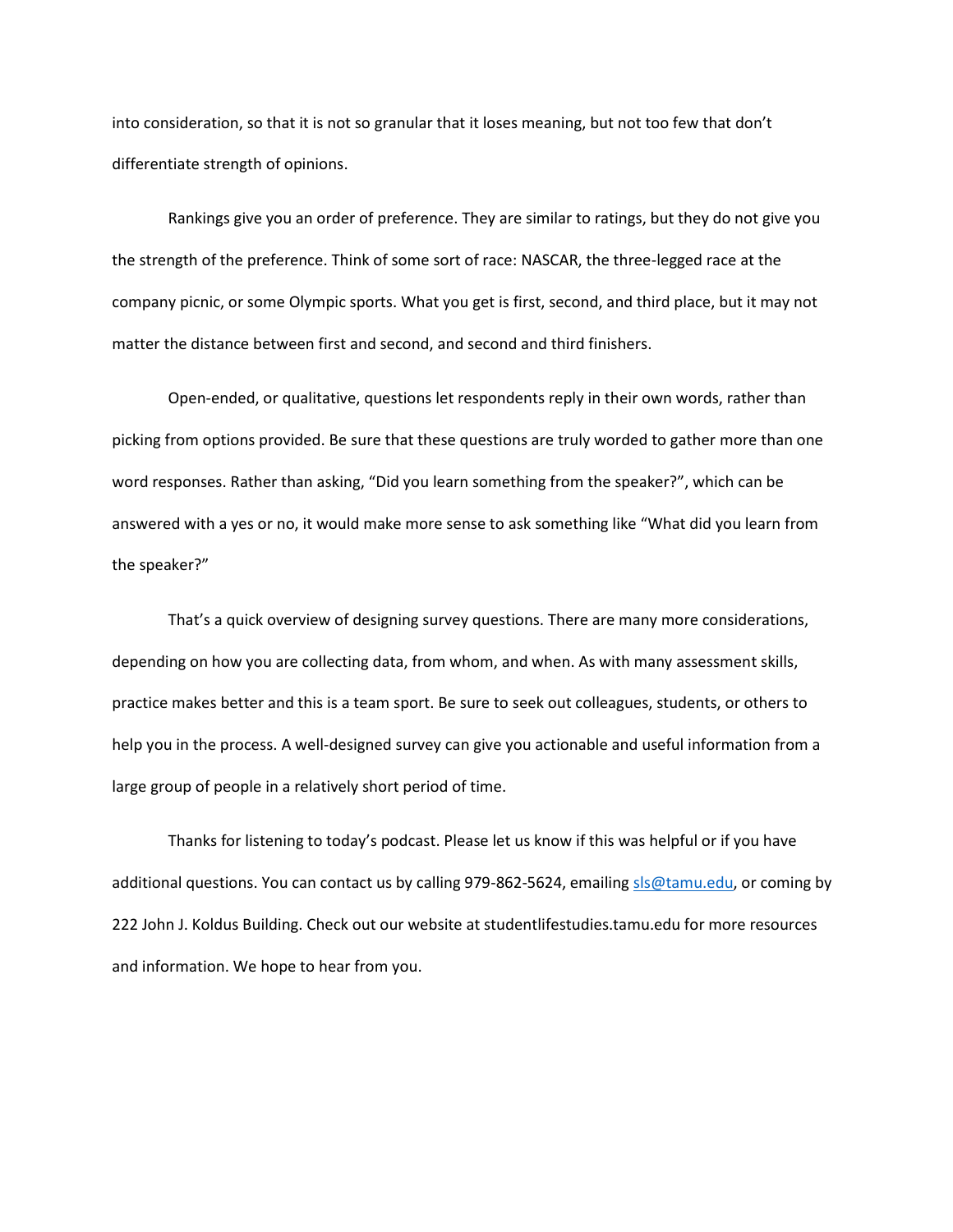into consideration, so that it is not so granular that it loses meaning, but not too few that don't differentiate strength of opinions.

Rankings give you an order of preference. They are similar to ratings, but they do not give you the strength of the preference. Think of some sort of race: NASCAR, the three-legged race at the company picnic, or some Olympic sports. What you get is first, second, and third place, but it may not matter the distance between first and second, and second and third finishers.

Open-ended, or qualitative, questions let respondents reply in their own words, rather than picking from options provided. Be sure that these questions are truly worded to gather more than one word responses. Rather than asking, "Did you learn something from the speaker?", which can be answered with a yes or no, it would make more sense to ask something like "What did you learn from the speaker?"

That's a quick overview of designing survey questions. There are many more considerations, depending on how you are collecting data, from whom, and when. As with many assessment skills, practice makes better and this is a team sport. Be sure to seek out colleagues, students, or others to help you in the process. A well-designed survey can give you actionable and useful information from a large group of people in a relatively short period of time.

Thanks for listening to today's podcast. Please let us know if this was helpful or if you have additional questions. You can contact us by calling 979-862-5624, emailing [sls@tamu.edu](mailto:sls@tamu.edu), or coming by 222 John J. Koldus Building. Check out our website at studentlifestudies.tamu.edu for more resources and information. We hope to hear from you.